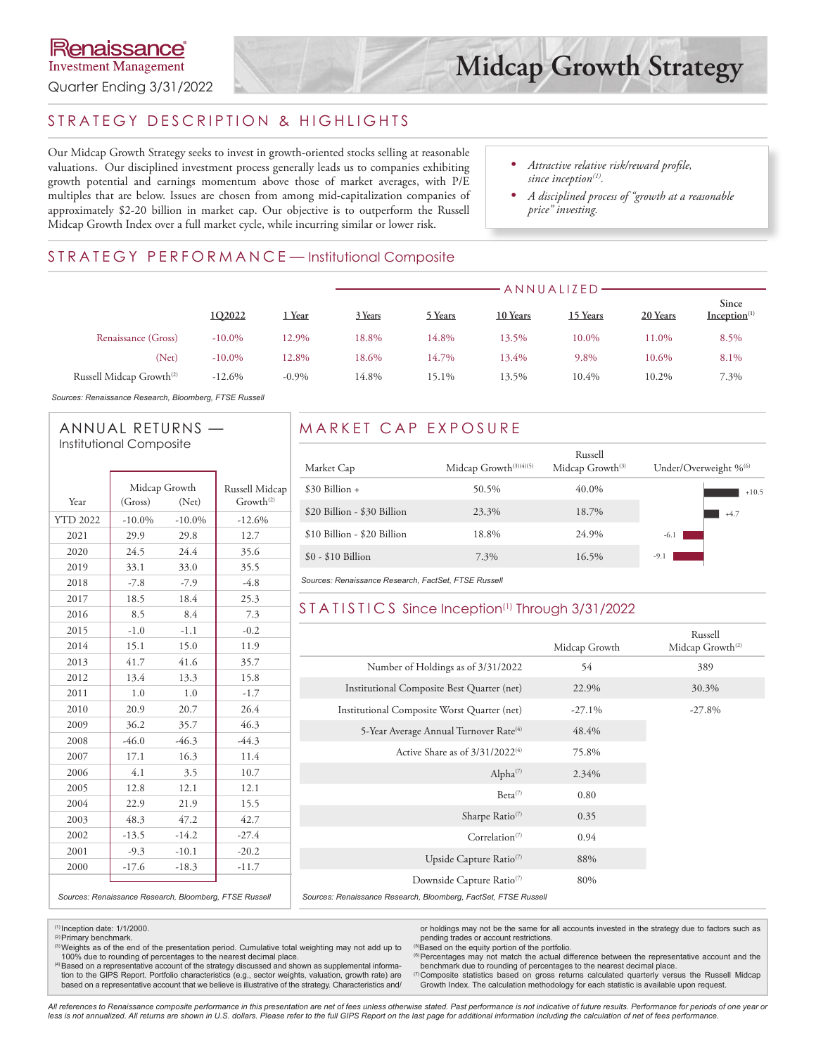Renaissance Investment Management

Quarter Ending 3/31/2022

# Midcap Growth Strategy

## STRATEGY DESCRIPTION & HIGHLIGHTS

Our Midcap Growth Strategy seeks to invest in growth-oriented stocks selling at reasonable valuations. Our disciplined investment process generally leads us to companies exhibiting growth potential and earnings momentum above those of market averages, with P/E multiples that are below. Issues are chosen from among mid-capitalization companies of approximately $2-20 billion in market cap. Our objective is to outperform the Russell Midcap Growth Index over a full market cycle, while incurring similar or lower risk.

- *Attractive relative risk/reward profile, since inception[1].*
- *A disciplined process of "growth at a reasonable price" investing.*

## STRATEGY PERFORMANCE — Institutional Composite

| | | | ANNUALIZED | | | | | |
|---|---|---|---|---|---|---|---|---|
| | 1Q2022 | 1 Year | 3 Years | 5 Years | 10 Years | 15 Years | 20 Years | Since Inception[1] |
| Renaissance (Gross) | -10.0% | 12.9% | 18.8% | 14.8% | 13.5% | 10.0% | 11.0% | 8.5% |
| (Net) | -10.0% | 12.8% | 18.6% | 14.7% | 13.4% | 9.8% | 10.6% | 8.1% |
| Russell Midcap Growth[2] | -12.6% | -0.9% | 14.8% | 15.1% | 13.5% | 10.4% | 10.2% | 7.3% |

*Sources: Renaissance Research, Bloomberg, FTSE Russell*

## ANNUAL RETURNS — Institutional Composite

| Year | Midcap Growth (Gross) | Midcap Growth (Net) | Russell Midcap Growth[2] |
|---|---|---|---|
| YTD 2022 | -10.0% | -10.0% | -12.6% |
| 2021 | 29.9 | 29.8 | 12.7 |
| 2020 | 24.5 | 24.4 | 35.6 |
| 2019 | 33.1 | 33.0 | 35.5 |
| 2018 | -7.8 | -7.9 | -4.8 |
| 2017 | 18.5 | 18.4 | 25.3 |
| 2016 | 8.5 | 8.4 | 7.3 |
| 2015 | -1.0 | -1.1 | -0.2 |
| 2014 | 15.1 | 15.0 | 11.9 |
| 2013 | 41.7 | 41.6 | 35.7 |
| 2012 | 13.4 | 13.3 | 15.8 |
| 2011 | 1.0 | 1.0 | -1.7 |
| 2010 | 20.9 | 20.7 | 26.4 |
| 2009 | 36.2 | 35.7 | 46.3 |
| 2008 | -46.0 | -46.3 | -44.3 |
| 2007 | 17.1 | 16.3 | 11.4 |
| 2006 | 4.1 | 3.5 | 10.7 |
| 2005 | 12.8 | 12.1 | 12.1 |
| 2004 | 22.9 | 21.9 | 15.5 |
| 2003 | 48.3 | 47.2 | 42.7 |
| 2002 | -13.5 | -14.2 | -27.4 |
| 2001 | -9.3 | -10.1 | -20.2 |
| 2000 | -17.6 | -18.3 | -11.7 |

*Sources: Renaissance Research, Bloomberg, FTSE Russell*

## MARKET CAP EXPOSURE

| Market Cap | Midcap Growth[3][4][5] | Russell Midcap Growth[3] | Under/Overweight %[6] |
|---|---|---|---|
| $30 Billion + | 50.5% | 40.0% | +10.5 |
| $20 Billion - $30 Billion | 23.3% | 18.7% | +4.7 |
| $10 Billion - $20 Billion | 18.8% | 24.9% | -6.1 |
| $0 - $10 Billion | 7.3% | 16.5% | -9.1 |

*Sources: Renaissance Research, FactSet, FTSE Russell*

## STATISTICS Since Inception[1] Through 3/31/2022

| | Midcap Growth | Russell Midcap Growth[2] |
|---|---|---|
| Number of Holdings as of 3/31/2022 | 54 | 389 |
| Institutional Composite Best Quarter (net) | 22.9% | 30.3% |
| Institutional Composite Worst Quarter (net) | -27.1% | -27.8% |
| 5-Year Average Annual Turnover Rate[4] | 48.4% | |
| Active Share as of 3/31/2022[4] | 75.8% | |
| Alpha[7] | 2.34% | |
| Beta[7] | 0.80 | |
| Sharpe Ratio[7] | 0.35 | |
| Correlation[7] | 0.94 | |
| Upside Capture Ratio[7] | 88% | |
| Downside Capture Ratio[7] | 80% | |

*Sources: Renaissance Research, Bloomberg, FactSet, FTSE Russell*

[1] Inception date: 1/1/2000.
[2] Primary benchmark.
[3] Weights as of the end of the presentation period. Cumulative total weighting may not add up to 100% due to rounding of percentages to the nearest decimal place.
[4] Based on a representative account of the strategy discussed and shown as supplemental information to the GIPS Report. Portfolio characteristics (e.g., sector weights, valuation, growth rate) are based on a representative account that we believe is illustrative of the strategy. Characteristics and/or holdings may not be the same for all accounts invested in the strategy due to factors such as pending trades or account restrictions.
[5] Based on the equity portion of the portfolio.
[6] Percentages may not match the actual difference between the representative account and the benchmark due to rounding of percentages to the nearest decimal place.
[7] Composite statistics based on gross returns calculated quarterly versus the Russell Midcap Growth Index. The calculation methodology for each statistic is available upon request.

*All references to Renaissance composite performance in this presentation are net of fees unless otherwise stated. Past performance is not indicative of future results. Performance for periods of one year or less is not annualized. All returns are shown in U.S. dollars. Please refer to the full GIPS Report on the last page for additional information including the calculation of net of fees performance.*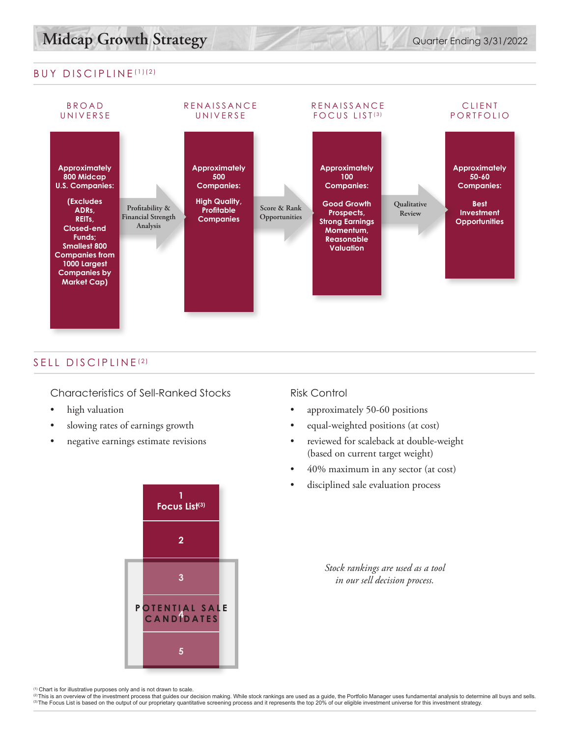# Midcap Growth Strategy

Quarter Ending 3/31/2022

## BUY DISCIPLINE[1][2]

**BROAD UNIVERSE**

**Approximately 800 Midcap U.S. Companies:**

**(Excludes ADRs, REITs, Closed-end Funds; Smallest 800 Companies from 1000 Largest Companies by Market Cap)**

→ Profitability & Financial Strength Analysis →

**RENAISSANCE UNIVERSE**

**Approximately 500 Companies:**

**High Quality, Profitable Companies**

→ Score & Rank Opportunities →

**RENAISSANCE FOCUS LIST[3]**

**Approximately 100 Companies:**

**Good Growth Prospects, Strong Earnings Momentum, Reasonable Valuation**

→ Qualitative Review →

**CLIENT PORTFOLIO**

**Approximately 50-60 Companies:**

**Best Investment Opportunities**

## SELL DISCIPLINE[2]

### Characteristics of Sell-Ranked Stocks

- high valuation
- slowing rates of earnings growth
- negative earnings estimate revisions

**1 Focus List[3]**

**2**

**3**

**4**

**5**

**POTENTIAL SALE CANDIDATES**

### Risk Control

- approximately 50-60 positions
- equal-weighted positions (at cost)
- reviewed for scaleback at double-weight (based on current target weight)
- 40% maximum in any sector (at cost)
- disciplined sale evaluation process

*Stock rankings are used as a tool in our sell decision process.*

[1] Chart is for illustrative purposes only and is not drawn to scale.
[2] This is an overview of the investment process that guides our decision making. While stock rankings are used as a guide, the Portfolio Manager uses fundamental analysis to determine all buys and sells.
[3] The Focus List is based on the output of our proprietary quantitative screening process and it represents the top 20% of our eligible investment universe for this investment strategy.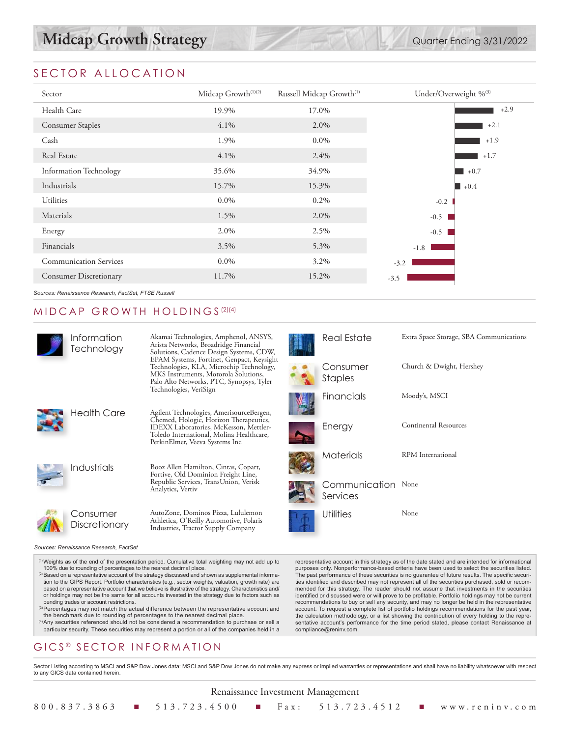# Midcap Growth Strategy

Quarter Ending 3/31/2022

## SECTOR ALLOCATION

| Sector | Midcap Growth[1][2] | Russell Midcap Growth[1] | Under/Overweight %[3] |
|---|---|---|---|
| Health Care | 19.9% | 17.0% | +2.9 |
| Consumer Staples | 4.1% | 2.0% | +2.1 |
| Cash | 1.9% | 0.0% | +1.9 |
| Real Estate | 4.1% | 2.4% | +1.7 |
| Information Technology | 35.6% | 34.9% | +0.7 |
| Industrials | 15.7% | 15.3% | +0.4 |
| Utilities | 0.0% | 0.2% | -0.2 |
| Materials | 1.5% | 2.0% | -0.5 |
| Energy | 2.0% | 2.5% | -0.5 |
| Financials | 3.5% | 5.3% | -1.8 |
| Communication Services | 0.0% | 3.2% | -3.2 |
| Consumer Discretionary | 11.7% | 15.2% | -3.5 |

*Sources: Renaissance Research, FactSet, FTSE Russell*

## MIDCAP GROWTH HOLDINGS[2][4]

| Sector | Holdings |
|---|---|
| Information Technology | Akamai Technologies, Amphenol, ANSYS, Arista Networks, Broadridge Financial Solutions, Cadence Design Systems, CDW, EPAM Systems, Fortinet, Genpact, Keysight Technologies, KLA, Microchip Technology, MKS Instruments, Motorola Solutions, Palo Alto Networks, PTC, Synopsys, Tyler Technologies, VeriSign |
| Health Care | Agilent Technologies, AmerisourceBergen, Chemed, Hologic, Horizon Therapeutics, IDEXX Laboratories, McKesson, Mettler-Toledo International, Molina Healthcare, PerkinElmer, Veeva Systems Inc |
| Industrials | Booz Allen Hamilton, Cintas, Copart, Fortive, Old Dominion Freight Line, Republic Services, TransUnion, Verisk Analytics, Vertiv |
| Consumer Discretionary | AutoZone, Dominos Pizza, Lululemon Athletica, O'Reilly Automotive, Polaris Industries, Tractor Supply Company |
| Real Estate | Extra Space Storage, SBA Communications |
| Consumer Staples | Church & Dwight, Hershey |
| Financials | Moody's, MSCI |
| Energy | Continental Resources |
| Materials | RPM International |
| Communication Services | None |
| Utilities | None |

*Sources: Renaissance Research, FactSet*

[1] Weights as of the end of the presentation period. Cumulative total weighting may not add up to 100% due to rounding of percentages to the nearest decimal place.
[2] Based on a representative account of the strategy discussed and shown as supplemental information to the GIPS Report. Portfolio characteristics (e.g., sector weights, valuation, growth rate) are based on a representative account that we believe is illustrative of the strategy. Characteristics and/or holdings may not be the same for all accounts invested in the strategy due to factors such as pending trades or account restrictions.
[3] Percentages may not match the actual difference between the representative account and the benchmark due to rounding of percentages to the nearest decimal place.
[4] Any securities referenced should not be considered a recommendation to purchase or sell a particular security. These securities may represent a portion or all of the companies held in a representative account in this strategy as of the date stated and are intended for informational purposes only. Nonperformance-based criteria have been used to select the securities listed. The past performance of these securities is no guarantee of future results. The specific securities identified and described may not represent all of the securities purchased, sold or recommended for this strategy. The reader should not assume that investments in the securities identified or discussed were or will prove to be profitable. Portfolio holdings may not be current recommendations to buy or sell any security, and may no longer be held in the representative account. To request a complete list of portfolio holdings recommendations for the past year, the calculation methodology, or a list showing the contribution of every holding to the representative account's performance for the time period stated, please contact Renaissance at compliance@reninv.com.

## GICS® SECTOR INFORMATION

Sector Listing according to MSCI and S&P Dow Jones data: MSCI and S&P Dow Jones do not make any express or implied warranties or representations and shall have no liability whatsoever with respect to any GICS data contained herein.

Renaissance Investment Management

800.837.3863 ■ 513.723.4500 ■ Fax: 513.723.4512 ■ www.reninv.com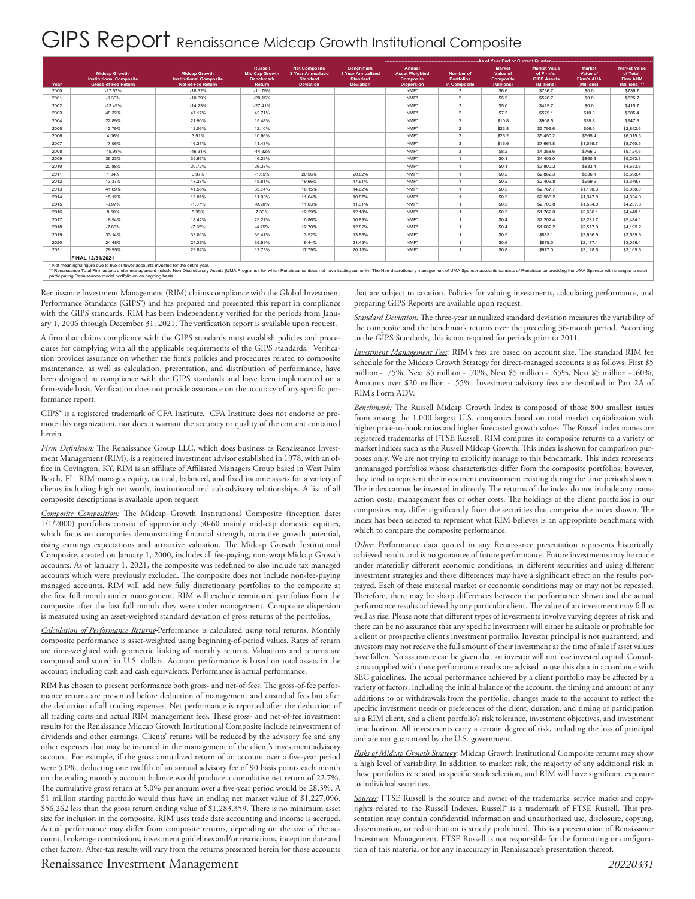# GIPS Report Renaissance Midcap Growth Institutional Composite

| Year | Midcap Growth Institutional Composite Gross-of-Fee Return | Midcap Growth Institutional Composite Net-of-Fee Return | Russell Mid Cap Growth Benchmark Return | Net Composite 3 Year Annualized Standard Deviation | Benchmark 3 Year Annualized Standard Deviation | As of Year End or Current Quarter: Annual Asset Weighted Composite Dispersion | Number of Portfolios in Composite | Market Value of Composite (Millions) | Market Value of Firm's GIPS Assets (Millions) | Market Value of Firm's AUA (Millions) | Market Value of Total Firm AUM (Millions) ** |
|---|---|---|---|---|---|---|---|---|---|---|---|
| 2000 | -17.57% | -18.32% | -11.75% | | | NMF* | 2 | $6.6 | $736.7 | $0.0 | $736.7 |
| 2001 | -9.30% | -10.09% | -20.15% | | | NMF* | 2 | $5.9 | $526.7 | $0.0 | $526.7 |
| 2002 | -13.49% | -14.23% | -27.41% | | | NMF* | 2 | $5.0 | $415.7 | $0.0 | $415.7 |
| 2003 | 48.32% | 47.17% | 42.71% | | | NMF* | 2 | $7.3 | $575.1 | $10.3 | $585.4 |
| 2004 | 22.89% | 21.90% | 15.48% | | | NMF* | 2 | $10.8 | $908.5 | $38.8 | $947.3 |
| 2005 | 12.79% | 12.06% | 12.10% | | | NMF* | 2 | $23.8 | $2,796.6 | $56.0 | $2,852.6 |
| 2006 | 4.06% | 3.51% | 10.66% | | | NMF* | 2 | $26.2 | $5,450.2 | $565.4 | $6,015.5 |
| 2007 | 17.06% | 16.31% | 11.43% | | | NMF* | 3 | $16.6 | $7,661.8 | $1,098.7 | $8,760.5 |
| 2008 | -45.98% | -46.31% | -44.32% | | | NMF* | 3 | $8.2 | $4,358.6 | $766.0 | $5,124.6 |
| 2009 | 36.23% | 35.66% | 46.29% | | | NMF* | 1 | $0.1 | $4,403.0 | $860.3 | $5,263.3 |
| 2010 | 20.88% | 20.72% | 26.38% | | | NMF* | 1 | $0.1 | $3,800.2 | $833.4 | $4,633.6 |
| 2011 | 1.04% | 0.97% | -1.65% | 20.96% | 20.82% | NMF* | 1 | $0.2 | $2,862.3 | $836.1 | $3,698.4 |
| 2012 | 13.37% | 13.28% | 15.81% | 19.66% | 17.91% | NMF* | 1 | $0.2 | $2,409.8 | $969.9 | $3,379.7 |
| 2013 | 41.69% | 41.55% | 35.74% | 16.15% | 14.62% | NMF* | 1 | $0.3 | $2,767.7 | $1,190.3 | $3,958.0 |
| 2014 | 15.12% | 15.01% | 11.90% | 11.64% | 10.87% | NMF* | 1 | $0.3 | $2,986.2 | $1,347.8 | $4,334.0 |
| 2015 | -0.97% | -1.07% | -0.20% | 11.63% | 11.31% | NMF* | 1 | $0.3 | $2,703.8 | $1,534.0 | $4,237.8 |
| 2016 | 8.50% | 8.39% | 7.33% | 12.29% | 12.18% | NMF* | 1 | $0.3 | $1,762.0 | $2,686.1 | $4,448.1 |
| 2017 | 18.54% | 18.42% | 25.27% | 10.86% | 10.89% | NMF* | 1 | $0.4 | $2,202.4 | $3,281.7 | $5,484.1 |
| 2018 | -7.83% | -7.92% | -4.75% | 12.70% | 12.82% | NMF* | 1 | $0.4 | $1,682.2 | $2,517.0 | $4,199.2 |
| 2019 | 33.14% | 33.01% | 35.47% | 13.52% | 13.88% | NMF* | 1 | $0.5 | $883.1 | $2,656.5 | $3,539.6 |
| 2020 | 24.48% | 24.36% | 35.59% | 19.44% | 21.45% | NMF* | 1 | $0.6 | $879.0 | $2,177.1 | $3,056.1 |
| 2021 | 29.95% | 29.82% | 12.73% | 17.79% | 20.19% | NMF* | 1 | $0.8 | $977.0 | $2,128.6 | $3,105.6 |
| | FINAL 12/31/2021 | | | | | | | | | | |

\* Not meaningful figure due to five or fewer accounts invested for the entire year.
\*\* Renaissance Total Firm assets under management include Non-Discretionary Assets (UMA Programs), for which Renaissance does not have trading authority. The Non-discretionary management of UMA Sponsor accounts consists of Renaissance providing the UMA Sponsor with changes to each participating Renaissance model portfolio on an ongoing basis.

Renaissance Investment Management (RIM) claims compliance with the Global Investment Performance Standards (GIPS®) and has prepared and presented this report in compliance with the GIPS standards. RIM has been independently verified for the periods from January 1, 2006 through December 31, 2021. The verification report is available upon request.

A firm that claims compliance with the GIPS standards must establish policies and procedures for complying with all the applicable requirements of the GIPS standards. Verification provides assurance on whether the firm's policies and procedures related to composite maintenance, as well as calculation, presentation, and distribution of performance, have been designed in compliance with the GIPS standards and have been implemented on a firm-wide basis. Verification does not provide assurance on the accuracy of any specific performance report.

GIPS® is a registered trademark of CFA Institute. CFA Institute does not endorse or promote this organization, nor does it warrant the accuracy or quality of the content contained herein.

*Firm Definition:* The Renaissance Group LLC, which does business as Renaissance Investment Management (RIM), is a registered investment advisor established in 1978, with an office in Covington, KY. RIM is an affiliate of Affiliated Managers Group based in West Palm Beach, FL. RIM manages equity, tactical, balanced, and fixed income assets for a variety of clients including high net worth, institutional and sub-advisory relationships. A list of all composite descriptions is available upon request

*Composite Composition:* The Midcap Growth Institutional Composite (inception date: 1/1/2000) portfolios consist of approximately 50-60 mainly mid-cap domestic equities, which focus on companies demonstrating financial strength, attractive growth potential, rising earnings expectations and attractive valuation. The Midcap Growth Institutional Composite, created on January 1, 2000, includes all fee-paying, non-wrap Midcap Growth accounts. As of January 1, 2021, the composite was redefined to also include tax managed accounts which were previously excluded. The composite does not include non-fee-paying managed accounts. RIM will add new fully discretionary portfolios to the composite at the first full month under management. RIM will exclude terminated portfolios from the composite after the last full month they were under management. Composite dispersion is measured using an asset-weighted standard deviation of gross returns of the portfolios.

*Calculation of Performance Returns*-Performance is calculated using total returns. Monthly composite performance is asset-weighted using beginning-of-period values. Rates of return are time-weighted with geometric linking of monthly returns. Valuations and returns are computed and stated in U.S. dollars. Account performance is based on total assets in the account, including cash and cash equivalents. Performance is actual performance.

RIM has chosen to present performance both gross- and net-of-fees. The gross-of-fee performance returns are presented before deduction of management and custodial fees but after the deduction of all trading expenses. Net performance is reported after the deduction of all trading costs and actual RIM management fees. These gross- and net-of-fee investment results for the Renaissance Midcap Growth Institutional Composite include reinvestment of dividends and other earnings. Clients' returns will be reduced by the advisory fee and any other expenses that may be incurred in the management of the client's investment advisory account. For example, if the gross annualized return of an account over a five-year period were 5.0%, deducting one twelfth of an annual advisory fee of 90 basis points each month on the ending monthly account balance would produce a cumulative net return of 22.7%. The cumulative gross return at 5.0% per annum over a five-year period would be 28.3%. A $1 million starting portfolio would thus have an ending net market value of $1,227,096, $56,262 less than the gross return ending value of $1,283,359. There is no minimum asset size for inclusion in the composite. RIM uses trade date accounting and income is accrued. Actual performance may differ from composite returns, depending on the size of the account, brokerage commissions, investment guidelines and/or restrictions, inception date and other factors. After-tax results will vary from the returns presented herein for those accounts that are subject to taxation. Policies for valuing investments, calculating performance, and preparing GIPS Reports are available upon request.

*Standard Deviation:* The three-year annualized standard deviation measures the variability of the composite and the benchmark returns over the preceding 36-month period. According to the GIPS Standards, this is not required for periods prior to 2011.

*Investment Management Fees:* RIM's fees are based on account size. The standard RIM fee schedule for the Midcap Growth Strategy for direct-managed accounts is as follows: First $5 million - .75%, Next $5 million - .70%, Next $5 million - .65%, Next $5 million - .60%, Amounts over $20 million - .55%. Investment advisory fees are described in Part 2A of RIM's Form ADV.

*Benchmark:* The Russell Midcap Growth Index is composed of those 800 smallest issues from among the 1,000 largest U.S. companies based on total market capitalization with higher price-to-book ratios and higher forecasted growth values. The Russell index names are registered trademarks of FTSE Russell. RIM compares its composite returns to a variety of market indices such as the Russell Midcap Growth. This index is shown for comparison purposes only. We are not trying to explicitly manage to this benchmark. This index represents unmanaged portfolios whose characteristics differ from the composite portfolios; however, they tend to represent the investment environment existing during the time periods shown. The index cannot be invested in directly. The returns of the index do not include any transaction costs, management fees or other costs. The holdings of the client portfolios in our composites may differ significantly from the securities that comprise the index shown. The index has been selected to represent what RIM believes is an appropriate benchmark with which to compare the composite performance.

*Other:* Performance data quoted in any Renaissance presentation represents historically achieved results and is no guarantee of future performance. Future investments may be made under materially different economic conditions, in different securities and using different investment strategies and these differences may have a significant effect on the results portrayed. Each of these material market or economic conditions may or may not be repeated. Therefore, there may be sharp differences between the performance shown and the actual performance results achieved by any particular client. The value of an investment may fall as well as rise. Please note that different types of investments involve varying degrees of risk and there can be no assurance that any specific investment will either be suitable or profitable for a client or prospective client's investment portfolio. Investor principal is not guaranteed, and investors may not receive the full amount of their investment at the time of sale if asset values have fallen. No assurance can be given that an investor will not lose invested capital. Consultants supplied with these performance results are advised to use this data in accordance with SEC guidelines. The actual performance achieved by a client portfolio may be affected by a variety of factors, including the initial balance of the account, the timing and amount of any additions to or withdrawals from the portfolio, changes made to the account to reflect the specific investment needs or preferences of the client, duration, and timing of participation as a RIM client, and a client portfolio's risk tolerance, investment objectives, and investment time horizon. All investments carry a certain degree of risk, including the loss of principal and are not guaranteed by the U.S. government.

*Risks of Midcap Growth Strategy:* Midcap Growth Institutional Composite returns may show a high level of variability. In addition to market risk, the majority of any additional risk in these portfolios is related to specific stock selection, and RIM will have significant exposure to individual securities.

*Sources:* FTSE Russell is the source and owner of the trademarks, service marks and copyrights related to the Russell Indexes. Russell® is a trademark of FTSE Russell. This presentation may contain confidential information and unauthorized use, disclosure, copying, dissemination, or redistribution is strictly prohibited. This is a presentation of Renaissance Investment Management. FTSE Russell is not responsible for the formatting or configuration of this material or for any inaccuracy in Renaissance's presentation thereof.

Renaissance Investment Management *20220331*